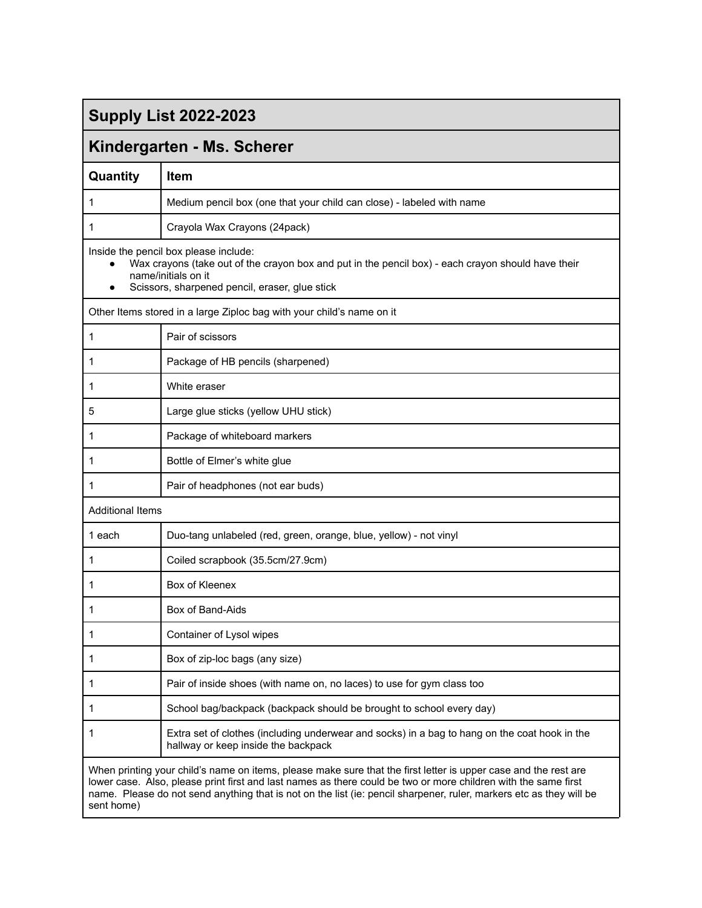## Supply List 2022-2023

## Kindergarten - Ms. Scherer

| Quantity | Item |
|---|---|
| 1 | Medium pencil box (one that your child can close) - labeled with name |
| 1 | Crayola Wax Crayons (24pack) |

Inside the pencil box please include:

- Wax crayons (take out of the crayon box and put in the pencil box) - each crayon should have their name/initials on it
- Scissors, sharpened pencil, eraser, glue stick

Other Items stored in a large Ziploc bag with your child's name on it

| Quantity | Item |
|---|---|
| 1 | Pair of scissors |
| 1 | Package of HB pencils (sharpened) |
| 1 | White eraser |
| 5 | Large glue sticks (yellow UHU stick) |
| 1 | Package of whiteboard markers |
| 1 | Bottle of Elmer's white glue |
| 1 | Pair of headphones (not ear buds) |

Additional Items

| Quantity | Item |
|---|---|
| 1 each | Duo-tang unlabeled (red, green, orange, blue, yellow) - not vinyl |
| 1 | Coiled scrapbook (35.5cm/27.9cm) |
| 1 | Box of Kleenex |
| 1 | Box of Band-Aids |
| 1 | Container of Lysol wipes |
| 1 | Box of zip-loc bags (any size) |
| 1 | Pair of inside shoes (with name on, no laces) to use for gym class too |
| 1 | School bag/backpack (backpack should be brought to school every day) |
| 1 | Extra set of clothes (including underwear and socks) in a bag to hang on the coat hook in the hallway or keep inside the backpack |

When printing your child's name on items, please make sure that the first letter is upper case and the rest are lower case. Also, please print first and last names as there could be two or more children with the same first name. Please do not send anything that is not on the list (ie: pencil sharpener, ruler, markers etc as they will be sent home)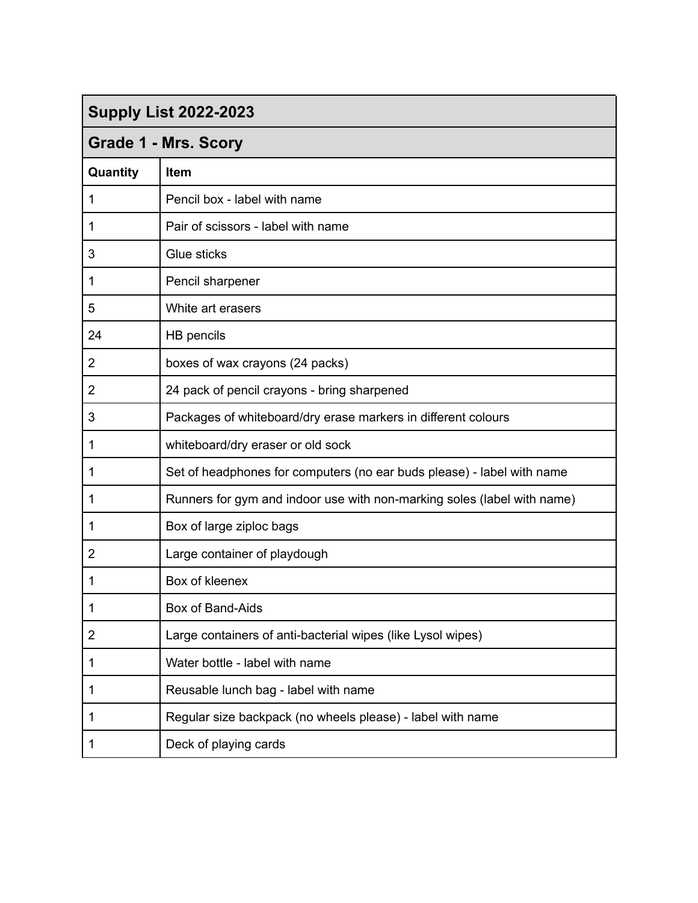## Supply List 2022-2023

## Grade 1 - Mrs. Scory

| Quantity | Item |
| --- | --- |
| 1 | Pencil box - label with name |
| 1 | Pair of scissors - label with name |
| 3 | Glue sticks |
| 1 | Pencil sharpener |
| 5 | White art erasers |
| 24 | HB pencils |
| 2 | boxes of wax crayons (24 packs) |
| 2 | 24 pack of pencil crayons - bring sharpened |
| 3 | Packages of whiteboard/dry erase markers in different colours |
| 1 | whiteboard/dry eraser or old sock |
| 1 | Set of headphones for computers (no ear buds please) - label with name |
| 1 | Runners for gym and indoor use with non-marking soles (label with name) |
| 1 | Box of large ziploc bags |
| 2 | Large container of playdough |
| 1 | Box of kleenex |
| 1 | Box of Band-Aids |
| 2 | Large containers of anti-bacterial wipes (like Lysol wipes) |
| 1 | Water bottle - label with name |
| 1 | Reusable lunch bag - label with name |
| 1 | Regular size backpack (no wheels please) - label with name |
| 1 | Deck of playing cards |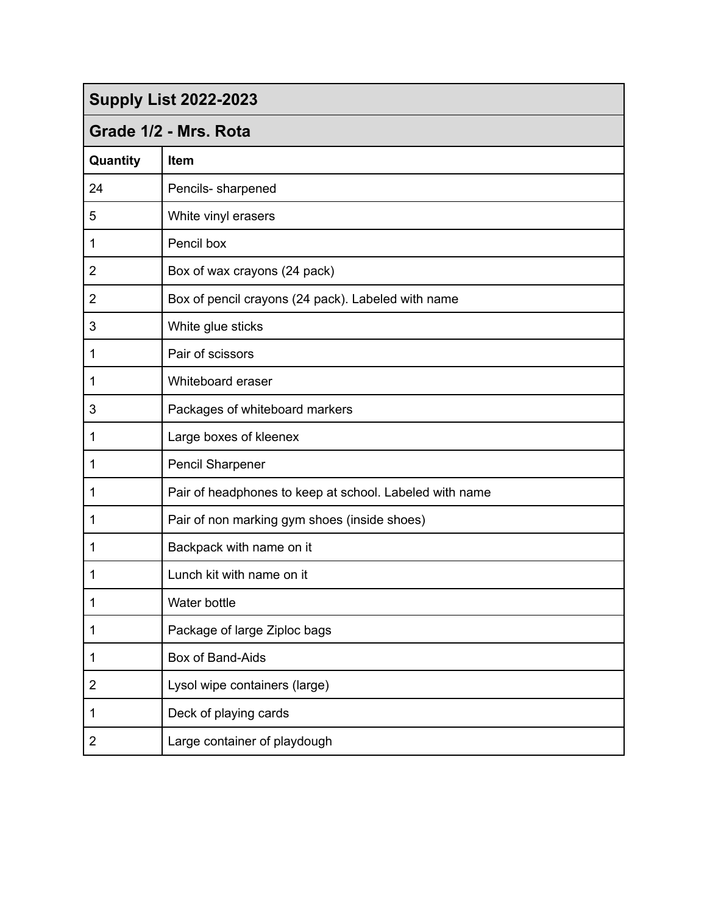| Supply List 2022-2023 | |
| --- | --- |
| **Grade 1/2 - Mrs. Rota** | |
| **Quantity** | **Item** |
| 24 | Pencils- sharpened |
| 5 | White vinyl erasers |
| 1 | Pencil box |
| 2 | Box of wax crayons (24 pack) |
| 2 | Box of pencil crayons (24 pack). Labeled with name |
| 3 | White glue sticks |
| 1 | Pair of scissors |
| 1 | Whiteboard eraser |
| 3 | Packages of whiteboard markers |
| 1 | Large boxes of kleenex |
| 1 | Pencil Sharpener |
| 1 | Pair of headphones to keep at school. Labeled with name |
| 1 | Pair of non marking gym shoes (inside shoes) |
| 1 | Backpack with name on it |
| 1 | Lunch kit with name on it |
| 1 | Water bottle |
| 1 | Package of large Ziploc bags |
| 1 | Box of Band-Aids |
| 2 | Lysol wipe containers (large) |
| 1 | Deck of playing cards |
| 2 | Large container of playdough |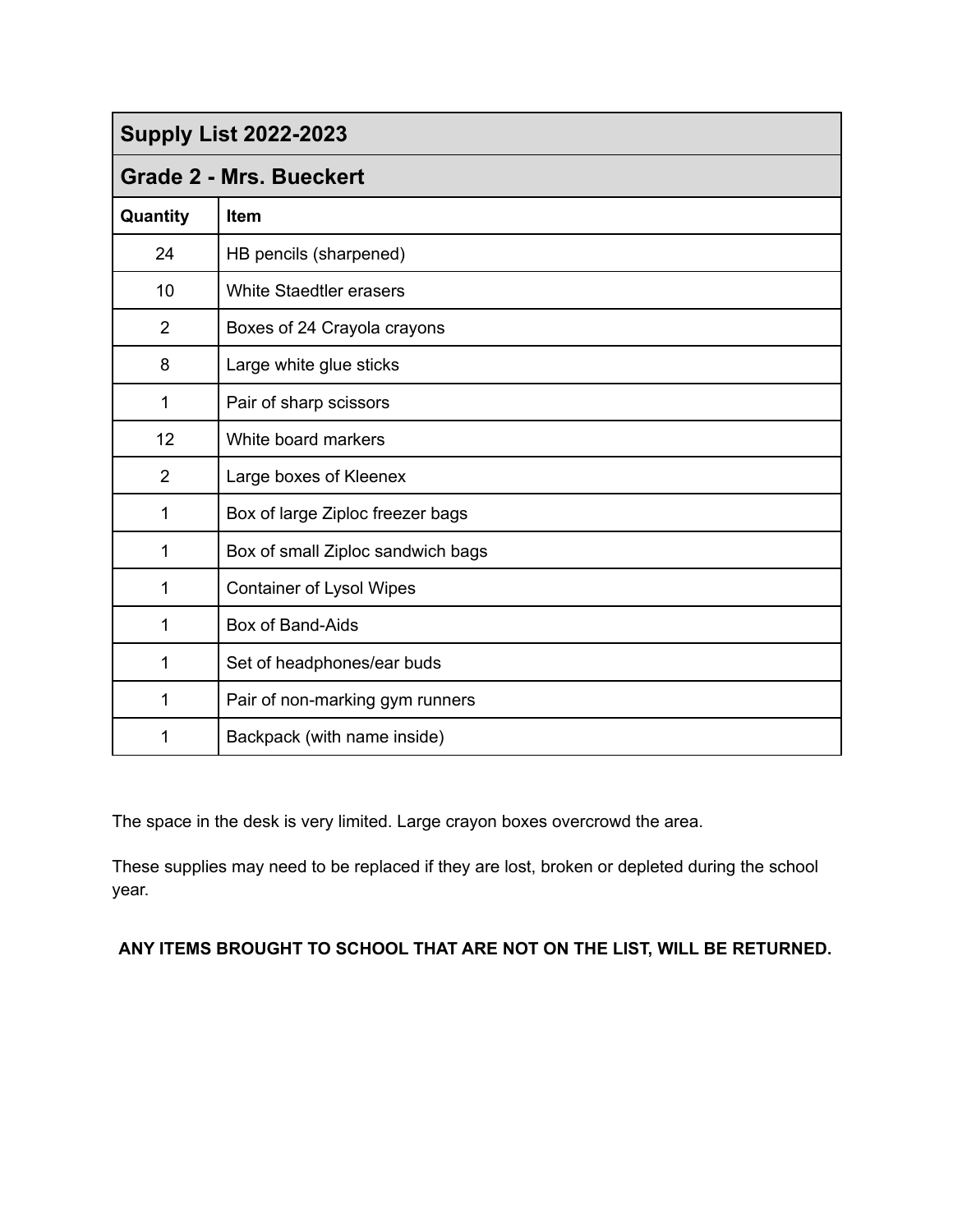## Supply List 2022-2023

## Grade 2 - Mrs. Bueckert

| Quantity | Item |
|---|---|
| 24 | HB pencils (sharpened) |
| 10 | White Staedtler erasers |
| 2 | Boxes of 24 Crayola crayons |
| 8 | Large white glue sticks |
| 1 | Pair of sharp scissors |
| 12 | White board markers |
| 2 | Large boxes of Kleenex |
| 1 | Box of large Ziploc freezer bags |
| 1 | Box of small Ziploc sandwich bags |
| 1 | Container of Lysol Wipes |
| 1 | Box of Band-Aids |
| 1 | Set of headphones/ear buds |
| 1 | Pair of non-marking gym runners |
| 1 | Backpack (with name inside) |

The space in the desk is very limited. Large crayon boxes overcrowd the area.

These supplies may need to be replaced if they are lost, broken or depleted during the school year.

**ANY ITEMS BROUGHT TO SCHOOL THAT ARE NOT ON THE LIST, WILL BE RETURNED.**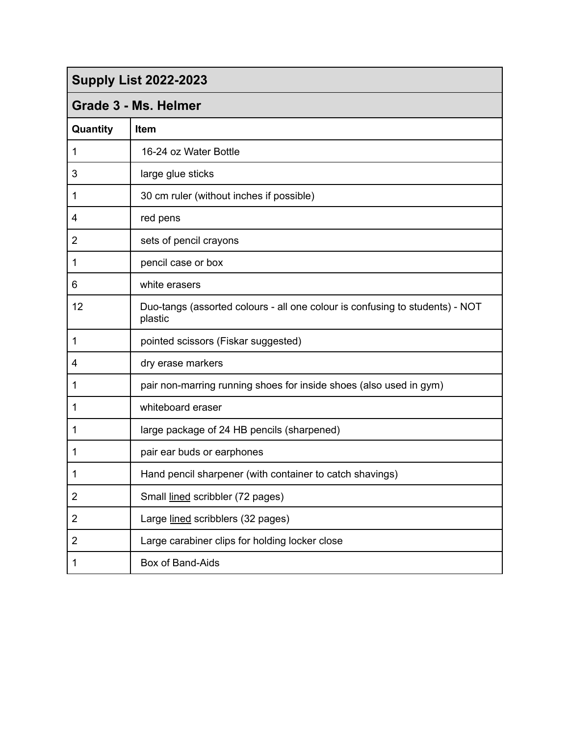## Supply List 2022-2023

## Grade 3 - Ms. Helmer

| Quantity | Item |
|---|---|
| 1 | 16-24 oz Water Bottle |
| 3 | large glue sticks |
| 1 | 30 cm ruler (without inches if possible) |
| 4 | red pens |
| 2 | sets of pencil crayons |
| 1 | pencil case or box |
| 6 | white erasers |
| 12 | Duo-tangs (assorted colours - all one colour is confusing to students) - NOT plastic |
| 1 | pointed scissors (Fiskar suggested) |
| 4 | dry erase markers |
| 1 | pair non-marring running shoes for inside shoes (also used in gym) |
| 1 | whiteboard eraser |
| 1 | large package of 24 HB pencils (sharpened) |
| 1 | pair ear buds or earphones |
| 1 | Hand pencil sharpener (with container to catch shavings) |
| 2 | Small lined scribbler (72 pages) |
| 2 | Large lined scribblers (32 pages) |
| 2 | Large carabiner clips for holding locker close |
| 1 | Box of Band-Aids |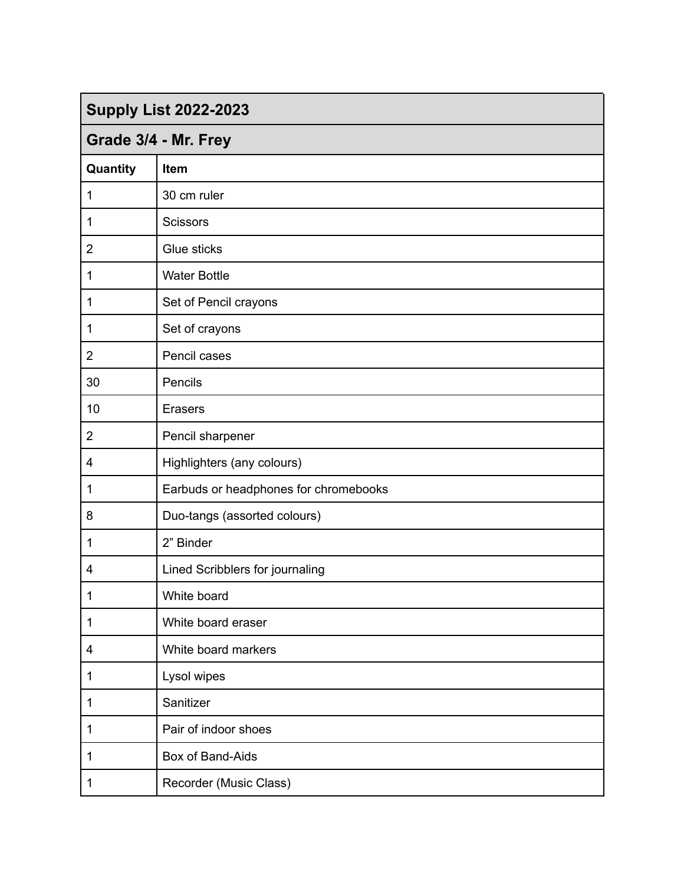| Supply List 2022-2023 | |
|---|---|
| **Grade 3/4 - Mr. Frey** | |
| **Quantity** | **Item** |
| 1 | 30 cm ruler |
| 1 | Scissors |
| 2 | Glue sticks |
| 1 | Water Bottle |
| 1 | Set of Pencil crayons |
| 1 | Set of crayons |
| 2 | Pencil cases |
| 30 | Pencils |
| 10 | Erasers |
| 2 | Pencil sharpener |
| 4 | Highlighters (any colours) |
| 1 | Earbuds or headphones for chromebooks |
| 8 | Duo-tangs (assorted colours) |
| 1 | 2” Binder |
| 4 | Lined Scribblers for journaling |
| 1 | White board |
| 1 | White board eraser |
| 4 | White board markers |
| 1 | Lysol wipes |
| 1 | Sanitizer |
| 1 | Pair of indoor shoes |
| 1 | Box of Band-Aids |
| 1 | Recorder (Music Class) |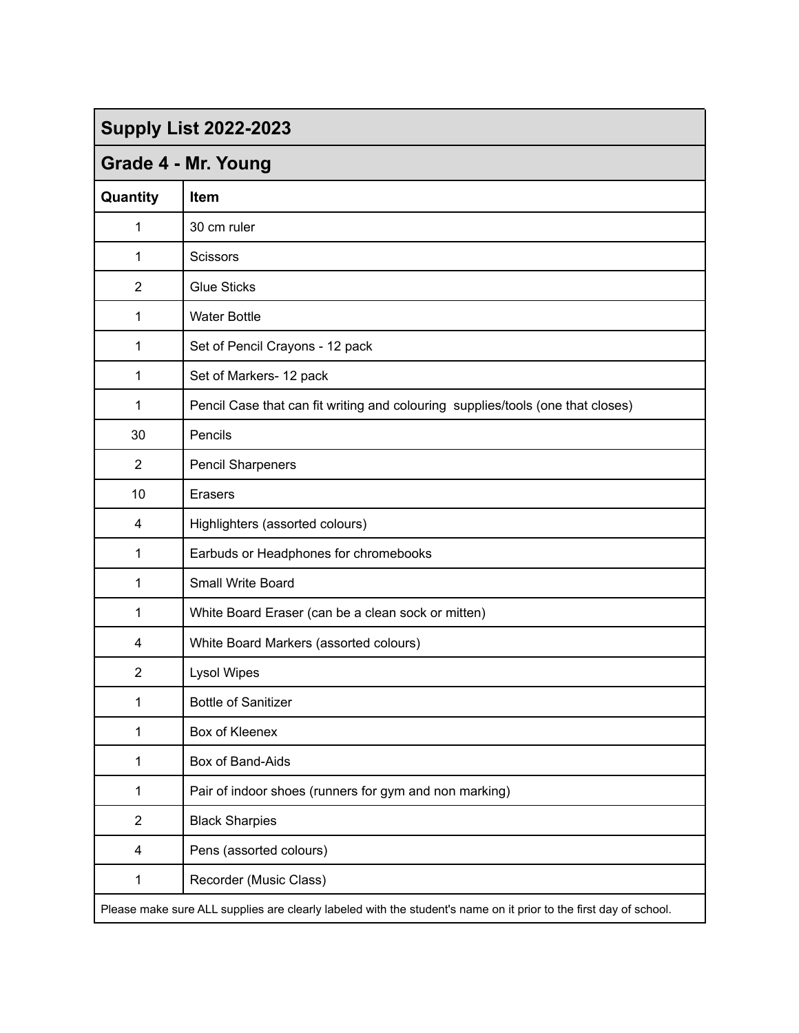## Supply List 2022-2023

## Grade 4 - Mr. Young

| Quantity | Item |
|---|---|
| 1 | 30 cm ruler |
| 1 | Scissors |
| 2 | Glue Sticks |
| 1 | Water Bottle |
| 1 | Set of Pencil Crayons - 12 pack |
| 1 | Set of Markers- 12 pack |
| 1 | Pencil Case that can fit writing and colouring supplies/tools (one that closes) |
| 30 | Pencils |
| 2 | Pencil Sharpeners |
| 10 | Erasers |
| 4 | Highlighters (assorted colours) |
| 1 | Earbuds or Headphones for chromebooks |
| 1 | Small Write Board |
| 1 | White Board Eraser (can be a clean sock or mitten) |
| 4 | White Board Markers (assorted colours) |
| 2 | Lysol Wipes |
| 1 | Bottle of Sanitizer |
| 1 | Box of Kleenex |
| 1 | Box of Band-Aids |
| 1 | Pair of indoor shoes (runners for gym and non marking) |
| 2 | Black Sharpies |
| 4 | Pens (assorted colours) |
| 1 | Recorder (Music Class) |

Please make sure ALL supplies are clearly labeled with the student's name on it prior to the first day of school.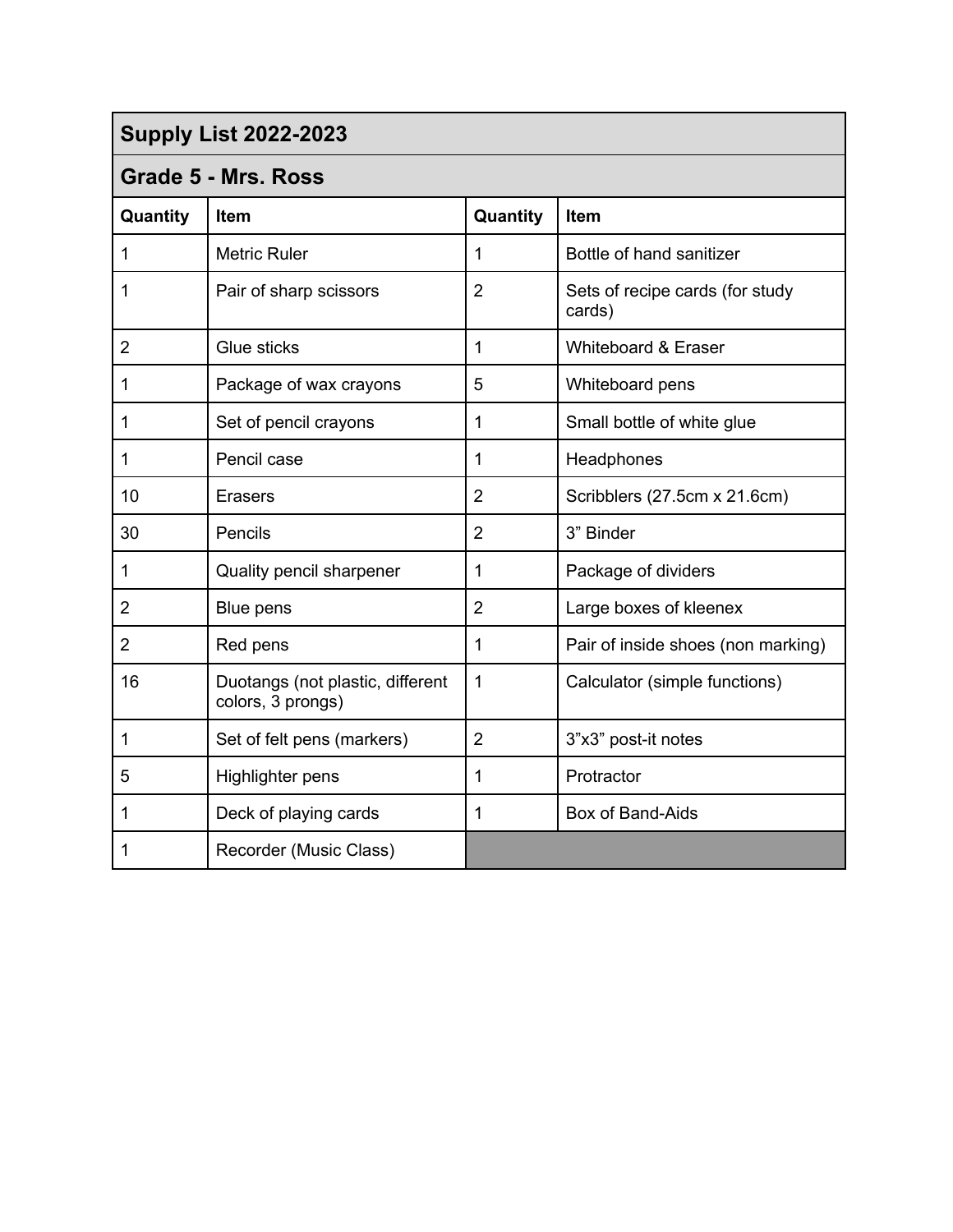## Supply List 2022-2023

## Grade 5 - Mrs. Ross

| Quantity | Item | Quantity | Item |
|---|---|---|---|
| 1 | Metric Ruler | 1 | Bottle of hand sanitizer |
| 1 | Pair of sharp scissors | 2 | Sets of recipe cards (for study cards) |
| 2 | Glue sticks | 1 | Whiteboard & Eraser |
| 1 | Package of wax crayons | 5 | Whiteboard pens |
| 1 | Set of pencil crayons | 1 | Small bottle of white glue |
| 1 | Pencil case | 1 | Headphones |
| 10 | Erasers | 2 | Scribblers (27.5cm x 21.6cm) |
| 30 | Pencils | 2 | 3" Binder |
| 1 | Quality pencil sharpener | 1 | Package of dividers |
| 2 | Blue pens | 2 | Large boxes of kleenex |
| 2 | Red pens | 1 | Pair of inside shoes (non marking) |
| 16 | Duotangs (not plastic, different colors, 3 prongs) | 1 | Calculator (simple functions) |
| 1 | Set of felt pens (markers) | 2 | 3"x3" post-it notes |
| 5 | Highlighter pens | 1 | Protractor |
| 1 | Deck of playing cards | 1 | Box of Band-Aids |
| 1 | Recorder (Music Class) | | |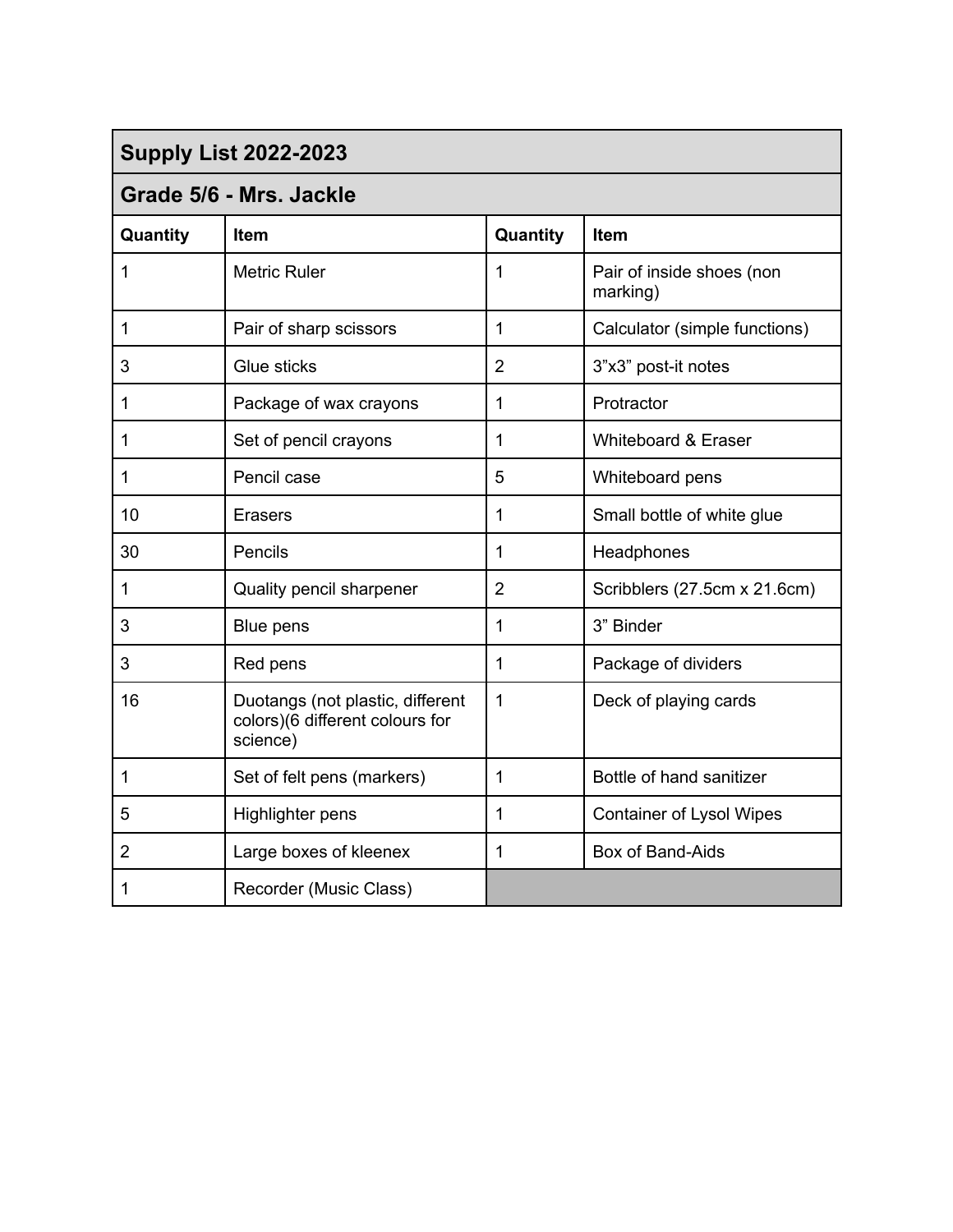## Supply List 2022-2023

### Grade 5/6 - Mrs. Jackle

| Quantity | Item | Quantity | Item |
|---|---|---|---|
| 1 | Metric Ruler | 1 | Pair of inside shoes (non marking) |
| 1 | Pair of sharp scissors | 1 | Calculator (simple functions) |
| 3 | Glue sticks | 2 | 3”x3” post-it notes |
| 1 | Package of wax crayons | 1 | Protractor |
| 1 | Set of pencil crayons | 1 | Whiteboard & Eraser |
| 1 | Pencil case | 5 | Whiteboard pens |
| 10 | Erasers | 1 | Small bottle of white glue |
| 30 | Pencils | 1 | Headphones |
| 1 | Quality pencil sharpener | 2 | Scribblers (27.5cm x 21.6cm) |
| 3 | Blue pens | 1 | 3” Binder |
| 3 | Red pens | 1 | Package of dividers |
| 16 | Duotangs (not plastic, different colors)(6 different colours for science) | 1 | Deck of playing cards |
| 1 | Set of felt pens (markers) | 1 | Bottle of hand sanitizer |
| 5 | Highlighter pens | 1 | Container of Lysol Wipes |
| 2 | Large boxes of kleenex | 1 | Box of Band-Aids |
| 1 | Recorder (Music Class) | | |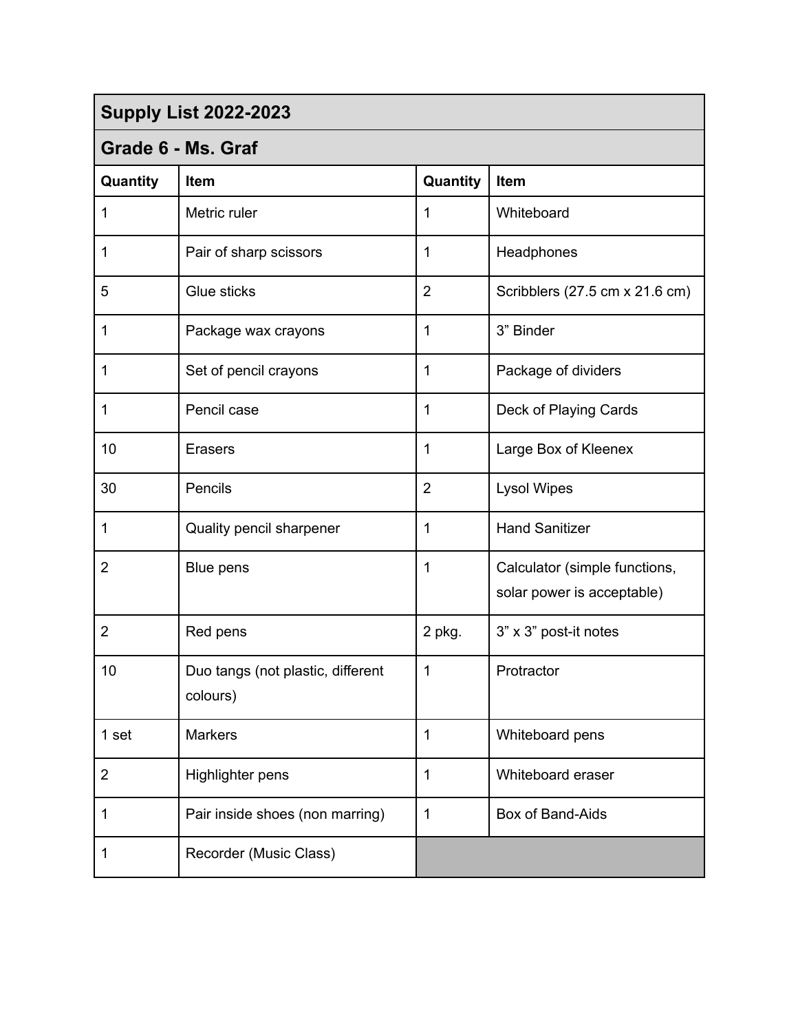| Supply List 2022-2023 | | | |
|---|---|---|---|
| **Grade 6 - Ms. Graf** | | | |
| **Quantity** | **Item** | **Quantity** | **Item** |
| 1 | Metric ruler | 1 | Whiteboard |
| 1 | Pair of sharp scissors | 1 | Headphones |
| 5 | Glue sticks | 2 | Scribblers (27.5 cm x 21.6 cm) |
| 1 | Package wax crayons | 1 | 3” Binder |
| 1 | Set of pencil crayons | 1 | Package of dividers |
| 1 | Pencil case | 1 | Deck of Playing Cards |
| 10 | Erasers | 1 | Large Box of Kleenex |
| 30 | Pencils | 2 | Lysol Wipes |
| 1 | Quality pencil sharpener | 1 | Hand Sanitizer |
| 2 | Blue pens | 1 | Calculator (simple functions, solar power is acceptable) |
| 2 | Red pens | 2 pkg. | 3” x 3” post-it notes |
| 10 | Duo tangs (not plastic, different colours) | 1 | Protractor |
| 1 set | Markers | 1 | Whiteboard pens |
| 2 | Highlighter pens | 1 | Whiteboard eraser |
| 1 | Pair inside shoes (non marring) | 1 | Box of Band-Aids |
| 1 | Recorder (Music Class) | | |